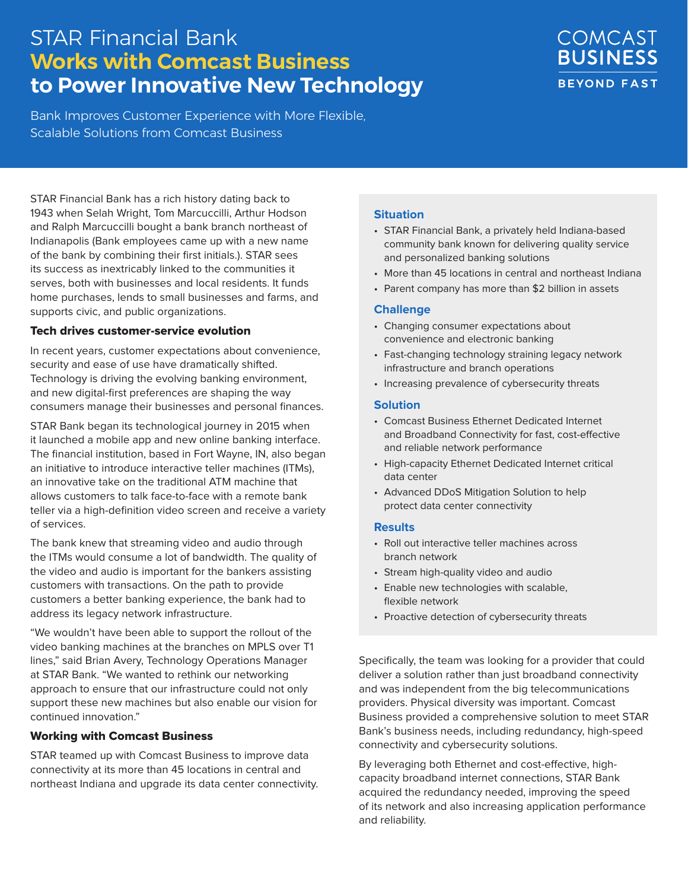# STAR Financial Bank **Works with Comcast Business** to Power Innovative New Technology

COMCAST BUSINESS

BEYOND FAST

Bank Improves Customer Experience with More Flexible, Scalable Solutions from Comcast Business

STAR Financial Bank has a rich history dating back to 1943 when Selah Wright, Tom Marcuccilli, Arthur Hodson and Ralph Marcuccilli bought a bank branch northeast of Indianapolis (Bank employees came up with a new name of the bank by combining their first initials.). STAR sees its success as inextricably linked to the communities it serves, both with businesses and local residents. It funds home purchases, lends to small businesses and farms, and supports civic, and public organizations.

### Tech drives customer-service evolution

In recent years, customer expectations about convenience, security and ease of use have dramatically shifted. Technology is driving the evolving banking environment, and new digital-first preferences are shaping the way consumers manage their businesses and personal finances.

STAR Bank began its technological journey in 2015 when it launched a mobile app and new online banking interface. The financial institution, based in Fort Wayne, IN, also began an initiative to introduce interactive teller machines (ITMs), an innovative take on the traditional ATM machine that allows customers to talk face-to-face with a remote bank teller via a high-definition video screen and receive a variety of services.

The bank knew that streaming video and audio through the ITMs would consume a lot of bandwidth. The quality of the video and audio is important for the bankers assisting customers with transactions. On the path to provide customers a better banking experience, the bank had to address its legacy network infrastructure.

"We wouldn't have been able to support the rollout of the video banking machines at the branches on MPLS over T1 lines," said Brian Avery, Technology Operations Manager at STAR Bank. "We wanted to rethink our networking approach to ensure that our infrastructure could not only support these new machines but also enable our vision for continued innovation."

### Working with Comcast Business

STAR teamed up with Comcast Business to improve data connectivity at its more than 45 locations in central and northeast Indiana and upgrade its data center connectivity.

#### Situation

- STAR Financial Bank, a privately held Indiana-based community bank known for delivering quality service and personalized banking solutions
- More than 45 locations in central and northeast Indiana
- Parent company has more than $2 billion in assets

#### Challenge

- Changing consumer expectations about convenience and electronic banking
- Fast-changing technology straining legacy network infrastructure and branch operations
- Increasing prevalence of cybersecurity threats

#### Solution

- Comcast Business Ethernet Dedicated Internet and Broadband Connectivity for fast, cost-effective and reliable network performance
- High-capacity Ethernet Dedicated Internet critical data center
- Advanced DDoS Mitigation Solution to help protect data center connectivity

#### Results

- Roll out interactive teller machines across branch network
- Stream high-quality video and audio
- Enable new technologies with scalable, flexible network
- Proactive detection of cybersecurity threats

Specifically, the team was looking for a provider that could deliver a solution rather than just broadband connectivity and was independent from the big telecommunications providers. Physical diversity was important. Comcast Business provided a comprehensive solution to meet STAR Bank's business needs, including redundancy, high-speed connectivity and cybersecurity solutions.

By leveraging both Ethernet and cost-effective, high-capacity broadband internet connections, STAR Bank acquired the redundancy needed, improving the speed of its network and also increasing application performance and reliability.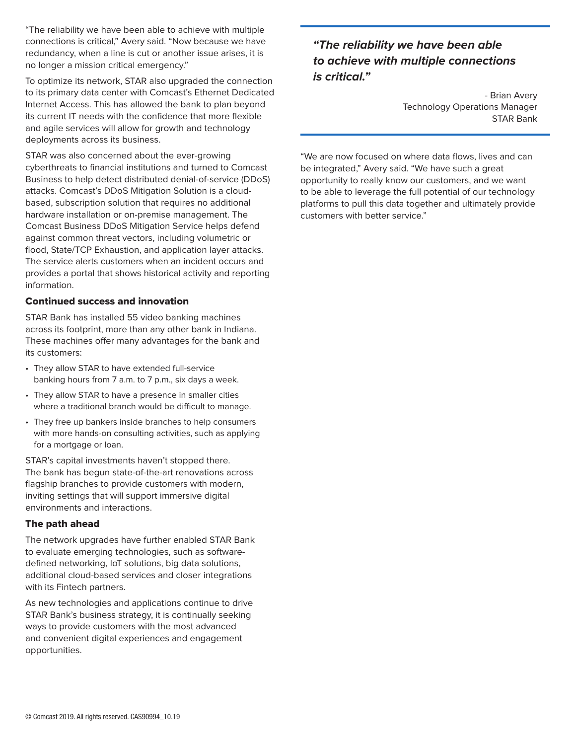"The reliability we have been able to achieve with multiple connections is critical," Avery said. "Now because we have redundancy, when a line is cut or another issue arises, it is no longer a mission critical emergency."

To optimize its network, STAR also upgraded the connection to its primary data center with Comcast's Ethernet Dedicated Internet Access. This has allowed the bank to plan beyond its current IT needs with the confidence that more flexible and agile services will allow for growth and technology deployments across its business.

STAR was also concerned about the ever-growing cyberthreats to financial institutions and turned to Comcast Business to help detect distributed denial-of-service (DDoS) attacks. Comcast's DDoS Mitigation Solution is a cloud-based, subscription solution that requires no additional hardware installation or on-premise management. The Comcast Business DDoS Mitigation Service helps defend against common threat vectors, including volumetric or flood, State/TCP Exhaustion, and application layer attacks. The service alerts customers when an incident occurs and provides a portal that shows historical activity and reporting information.

### Continued success and innovation

STAR Bank has installed 55 video banking machines across its footprint, more than any other bank in Indiana. These machines offer many advantages for the bank and its customers:

- They allow STAR to have extended full-service banking hours from 7 a.m. to 7 p.m., six days a week.
- They allow STAR to have a presence in smaller cities where a traditional branch would be difficult to manage.
- They free up bankers inside branches to help consumers with more hands-on consulting activities, such as applying for a mortgage or loan.

STAR's capital investments haven't stopped there. The bank has begun state-of-the-art renovations across flagship branches to provide customers with modern, inviting settings that will support immersive digital environments and interactions.

### The path ahead

The network upgrades have further enabled STAR Bank to evaluate emerging technologies, such as software-defined networking, IoT solutions, big data solutions, additional cloud-based services and closer integrations with its Fintech partners.

As new technologies and applications continue to drive STAR Bank's business strategy, it is continually seeking ways to provide customers with the most advanced and convenient digital experiences and engagement opportunities.

> ***"The reliability we have been able to achieve with multiple connections is critical."***
>
> \- Brian Avery
> Technology Operations Manager
> STAR Bank

"We are now focused on where data flows, lives and can be integrated," Avery said. "We have such a great opportunity to really know our customers, and we want to be able to leverage the full potential of our technology platforms to pull this data together and ultimately provide customers with better service."

© Comcast 2019. All rights reserved. CAS90994_10.19